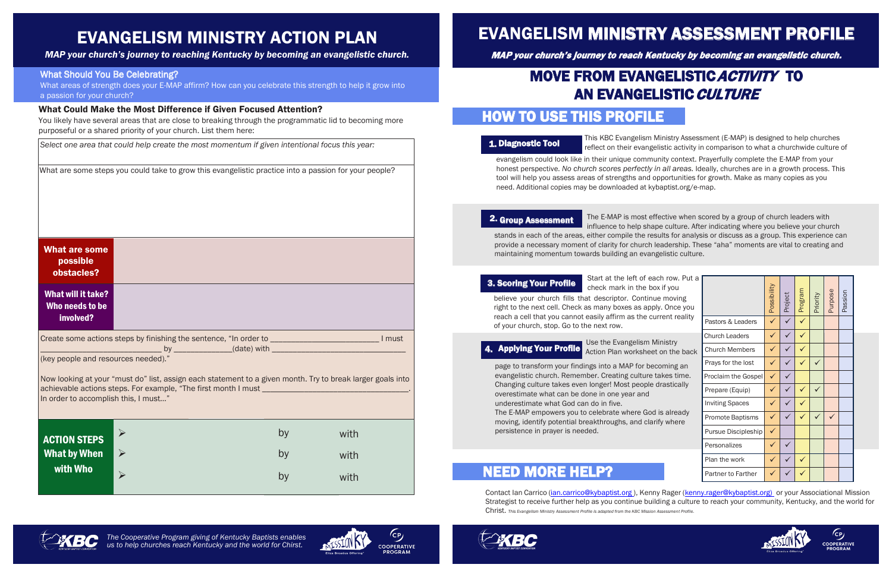# EVANGELISM MINISTRY ACTION PLAN

*MAP your church's journey to reaching Kentucky by becoming an evangelistic church.*

### What Should You Be Celebrating?

What areas of strength does your E-MAP affirm? How can you celebrate this strength to help it grow into a passion for your church?

### What Could Make the Most Difference if Given Focused Attention?

You likely have several areas that are close to breaking through the programmatic lid to becoming more purposeful or a shared priority of your church. List them here:

*Select one area that could help create the most momentum if given intentional focus this year:*

What are some steps you could take to grow this evangelistic practice into a passion for your people?

**What are some possible obstacles?**

**What will it take? Who needs to be involved?**

Create some actions steps by finishing the sentence, "In order to __________________________ I must ________________________ by ______________(date) with _________________________________ (key people and resources needed)."

Now looking at your "must do" list, assign each statement to a given month. Try to break larger goals into achievable actions steps. For example, "The first month I must ___________________________________. In order to accomplish this, I must…"

| **ACTION STEPS What by When with Who** | | | |
|---|---|---|---|
| | ➢ | by | with |
| | ➢ | by | with |
| | ➢ | by | with |

*The Cooperative Program giving of Kentucky Baptists enables us to help churches reach Kentucky and the world for Christ.*

# EVANGELISM MINISTRY ASSESSMENT PROFILE

*MAP your church's journey to reach Kentucky by becoming an evangelistic church.*

## MOVE FROM EVANGELISTIC *ACTIVITY* TO AN EVANGELISTIC *CULTURE*

## HOW TO USE THIS PROFILE

**1. Diagnostic Tool**

This KBC Evangelism Ministry Assessment (E-MAP) is designed to help churches reflect on their evangelistic activity in comparison to what a churchwide culture of evangelism could look like in their unique community context. Prayerfully complete the E-MAP from your honest perspective. *No church scores perfectly in all areas.* Ideally, churches are in a growth process. This tool will help you assess areas of strengths and opportunities for growth. Make as many copies as you need. Additional copies may be downloaded at kybaptist.org/e-map.

**2. Group Assessment**

The E-MAP is most effective when scored by a group of church leaders with influence to help shape culture. After indicating where you believe your church stands in each of the areas, either compile the results for analysis or discuss as a group. This experience can provide a necessary moment of clarity for church leadership. These "aha" moments are vital to creating and maintaining momentum towards building an evangelistic culture.

**3. Scoring Your Profile**

Start at the left of each row. Put a check mark in the box if you believe your church fills that descriptor. Continue moving right to the next cell. Check as many boxes as apply. Once you reach a cell that you cannot easily affirm as the current reality of your church, stop. Go to the next row.

| | Possibility | Project | Program | Priority | Purpose | Passion |
|---|---|---|---|---|---|---|
| Pastors & Leaders | ✓ | ✓ | ✓ | | | |
| Church Leaders | ✓ | ✓ | ✓ | | | |
| Church Members | ✓ | ✓ | ✓ | | | |
| Prays for the lost | ✓ | ✓ | ✓ | ✓ | | |
| Proclaim the Gospel | ✓ | ✓ | | | | |
| Prepare (Equip) | ✓ | ✓ | ✓ | ✓ | | |
| Inviting Spaces | ✓ | ✓ | ✓ | | | |
| Promote Baptisms | ✓ | ✓ | ✓ | ✓ | ✓ | |
| Pursue Discipleship | ✓ | | | | | |
| Personalizes | ✓ | ✓ | | | | |
| Plan the work | ✓ | ✓ | ✓ | | | |
| Partner to Farther | ✓ | ✓ | ✓ | | | |

**4. Applying Your Profile**

Use the Evangelism Ministry Action Plan worksheet on the back page to transform your findings into a MAP for becoming an evangelistic church. Remember. Creating culture takes time. Changing culture takes even longer! Most people drastically overestimate what can be done in one year and underestimate what God can do in five.

The E-MAP empowers you to celebrate where God is already moving, identify potential breakthroughs, and clarify where persistence in prayer is needed.

## NEED MORE HELP?

Contact Ian Carrico (ian.carrico@kybaptist.org ), Kenny Rager (kenny.rager@kybaptist.org) or your Associational Mission Strategist to receive further help as you continue building a culture to reach your community, Kentucky, and the world for Christ. *This Evangelism Ministry Assessment Profile is adapted from the KBC Mission Assessment Profile.*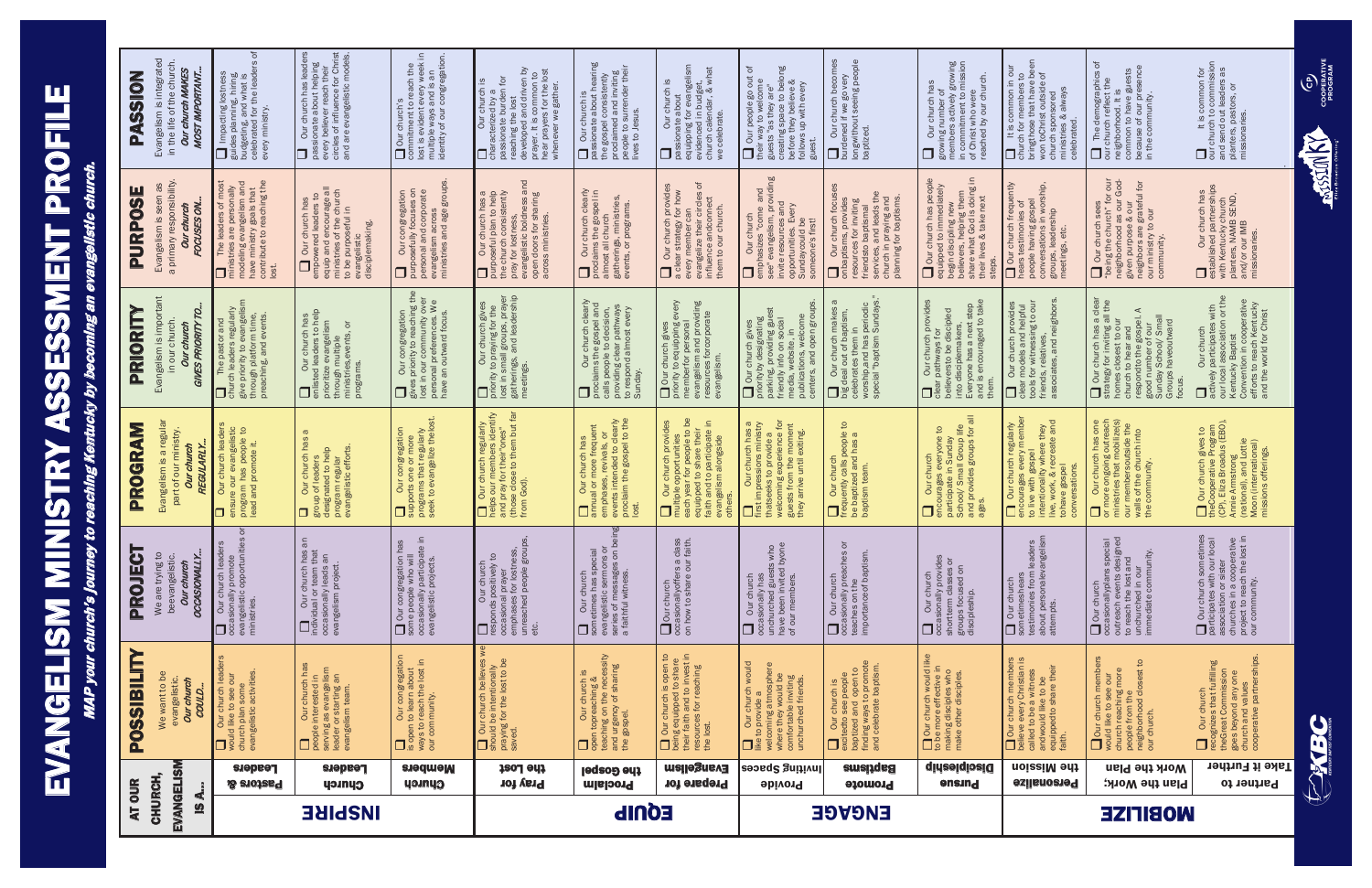# EVANGELISM MINISTRY ASSESSMENT PROFILE

***MAP your church's journey to reaching Kentucky by becoming an evangelistic church.***

| | AT OUR CHURCH, EVANGELISM IS A... | POSSIBILITY | PROJECT | PROGRAM | PRIORITY | PURPOSE | PASSION |
|---|---|---|---|---|---|---|---|
| | | We want to be evangelistic. *Our church COULD...* | We are trying to be evangelistic. *Our church OCCASIONALLY...* | Evangelism is a regular part of our ministry. *Our church REGULARLY...* | Evangelism is important in our church. *Our church GIVES PRIORITY TO...* | Evangelism is seen as a primary responsibility. *Our church FOCUSES ON...* | Evangelism is integrated in the life of the church. *Our church MAKES MOST IMPORTANT...* |
| **INSPIRE** | **Pastors & Leaders** | ☐ Our church leaders would like to see our church plan some evangelistic activities. | ☐ Our church leaders occasionally promote evangelistic opportunities or ministries. | ☐ Our church leaders ensure our evangelistic program has people to lead and promote it. | ☐ The pastor and church leaders regularly give priority to evangelism through platform time, preaching, and events. | ☐ The leaders of most ministries are personally modeling evangelism and have ministry goals that contribute to reaching the lost. | ☐ Impacting lostness guides planning, hiring, budgeting, and what is celebrated for the leaders of every ministry. |
| | **Church Leaders** | ☐ Our church has people interested in serving as an evangelism leader or starting an evangelism team. | ☐ Our church has an individual or team that occasionally leads an evangelism project. | ☐ Our church has a group of leaders designated to help program regular evangelistic efforts. | ☐ Our church has enlisted leaders to help prioritize evangelism through multiple ministries, events, or programs. | ☐ Our church has empowered leaders to equip and encourage all ministries of the church to be purposeful in evangelistic disciplemaking. | ☐ Our church has leaders passionate about helping every believer reach their circles of influence for Christ and are evangelistic models. |
| | **Church Members** | ☐ Our congregation is open to learn about ways to reach the lost in our community. | ☐ Our congregation has some people who will occasionally participate in evangelistic projects. | ☐ Our congregation supports one or more programs that regularly seek to evangelize the lost. | ☐ Our congregation gives priority to reaching the lost in our community over personal preferences. We have an outward focus. | ☐ Our congregation purposefully focuses on personal and corporate evangelism across ministries and age groups. | ☐ Our church's commitment to reach the lost is evident every week in multiple ways and is an identity of our congregation. |
| **EQUIP** | **Pray for the Lost** | ☐ Our church believes we should be intentionally praying for the lost to be saved. | ☐ Our church responds positively to occasional prayer emphases for lostness, unreached people groups, etc. | ☐ Our church regularly helps our members identify and pray for their "ones" (those close to them but far from God). | ☐ Our church gives priority to praying for the lost in small groups, prayer gatherings, and leadership meetings. | ☐ Our church has a purposeful plan to help the church consistently pray for lost ness, evangelistic boldness and open doors for sharing across ministries. | ☐ Our church is characterized by a passionate burden for reaching the lost developed and driven by prayer. It is common to hear prayers for the lost whenever we gather. |
| | **Proclaim the Gospel** | ☐ Our church is open to preaching & teaching on the necessity and urgency of sharing the gospel. | ☐ Our church sometimes has special evangelistic sermons or series of messages on being a faithful witness. | ☐ Our church has annual or more frequent emphases, revivals, or events intended to clearly proclaim the gospel to the lost. | ☐ Our church clearly proclaims the gospel and calls people to decision, providing clear pathways to respond almost every Sunday. | ☐ Our church clearly proclaims the gospel in almost all church gatherings, ministries, events, or programs. | ☐ Our church is passionate about hearing the gospel consistently proclaimed and inviting people to surrender their lives to Jesus. |
| | **Prepare for Evangelism** | ☐ Our church is open to being equipped to share their faith and to invest in resources for reaching the lost. | ☐ Our church occasionally offers a class on how to share our faith. | ☐ Our church provides multiple opportunities each year for people to be equipped to share their faith and to participate in evangelism alongside others. | ☐ Our church gives priority to equipping every member for personal evangelism and providing resources for corporate evangelism. | ☐ Our church provides a clear strategy for how every member can evangelize their circles of influence and connect them to our church. | ☐ Our church is passionate about equipping for evangelism evidenced in budget, church calendar, & what we celebrate. |
| **ENGAGE** | **Provide Inviting Spaces** | ☐ Our church would like to provide a welcoming atmosphere where they would be comfortable inviting unchurched friends. | ☐ Our church occasionally has unchurched guests who have been invited by one of our members. | ☐ Our church has a first impressions ministry that seeks to provide a welcoming experience for guests from the moment they arrive until exiting. | ☐ Our church gives priority by designating parking, providing guest friendly info on social media, website, in publications, welcome centers, and open groups. | ☐ Our church emphasizes "come and see" evangelism, providing invite cards, and opportunities. Every Sunday could be someone's first! | ☐ Our people go out of their way to welcome guests "as they are" creating space to belong before they believe & follows up with every guest. |
| | **Promote Baptisms** | ☐ Our church is excited to see people baptized and open to finding ways to promote and celebrate baptism. | ☐ Our church occasionally preaches or teaches on the importance of baptism. | ☐ Our church frequently calls people to be baptized and has a baptism team. | ☐ Our church makes a big deal out of baptism, celebrates them in worship, and has periodic special "baptism Sundays." | ☐ Our church focuses on baptism, provides resources for inviting friends to baptismal services, and leads the church in praying and planning for baptisms. | ☐ Our church becomes burdened if we go very long without seeing people baptized. |
| | **Pursue Discipleship** | ☐ Our church would like to be more effective in making disciples who make other disciples. | ☐ Our church occasionally provides short term classes or groups focused on discipleship. | ☐ Our church encourages everyone to participate in Sunday School/Small Group life and provides groups for all ages. | ☐ Our church provides clear pathways for believers to be discipled into disciple-makers. Everyone has a next step and is encouraged to take them. | ☐ Our church has people equipped to immediately begin discipling new believers, helping them share what God is doing in their lives & take next steps. | ☐ Our church has growing number of members actively growing in commitment to mission of Christ who were reached by our church. |
| **MOBILIZE** | **Personalize the Mission** | ☐ Our church members believe every Christian is called to be a witness and would like to be equipped to share their faith. | ☐ Our church sometimes hears testimonies from leaders about personal evangelism attempts. | ☐ Our church regularly encourages every member to live with gospel intentionality where they live, work, & recreate and share gospel conversations. | ☐ Our church provides clear models and helpful tools for witnessing to our friends, relatives, associates, and neighbors. | ☐ Our church frequently hears testimonies of people having gospel conversations in worship, groups, leadership meetings, etc. | ☐ It is common in our church for members to bring those that have been won to Christ outside of church sponsored ministries & always celebrated. |
| | **Plan the Work; Work the Plan** | ☐ Our church members would like to see our church reaching more people from the neighborhood closest to our church. | ☐ Our church occasionally plans special outreach events designed to reach the lost and unchurched in our immediate community. | ☐ Our church has one or more ongoing outreach ministries that mobilize(s) our members outside the walls of the church into the community. | ☐ Our church has a clear strategy for inviting all the homes closest to our church to hear and respond to the gospel. A good number of our Sunday School/Small Groups have outward focus. | ☐ Our church sees "being the church" for our neighborhood as our God-given purpose & our neighbors are grateful for our ministry to our community. | ☐ The demographics of our church reflect the neighborhood. It is common to have guests because of our presence in the community. |
| | **Partner to Take it Further** | ☐ Our church recognizes that fulfilling the Great Commission goes beyond any one church and values cooperative partnerships. | ☐ Our church sometimes participates with our local association or sister churches in a cooperative project to reach the lost in our community. | ☐ Our church gives to the Cooperative Program (CP), Eliza Broadus (EBO), Annie Armstrong (national), and Lottie Moon (international) missions offerings. | ☐ Our church actively participates with our local association or the Kentucky Baptist Convention in cooperative ministry in Kentucky and the world for Christ. | ☐ Our church has established partnerships with Kentucky church planters, NAMB SEND, and/or our IMB missionaries. | ☐ It is common for our church to commission and send out leaders as planters, pastors, or missionaries. |